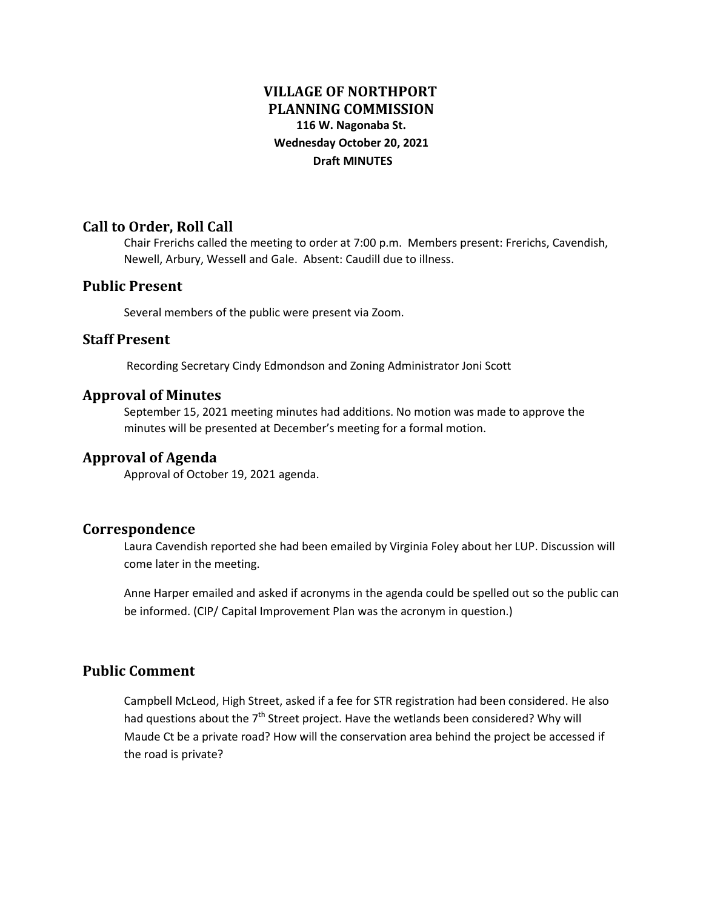# VILLAGE OF NORTHPORT
# PLANNING COMMISSION

**116 W. Nagonaba St.**
**Wednesday October 20, 2021**
**Draft MINUTES**

## Call to Order, Roll Call

Chair Frerichs called the meeting to order at 7:00 p.m. Members present: Frerichs, Cavendish, Newell, Arbury, Wessell and Gale. Absent: Caudill due to illness.

## Public Present

Several members of the public were present via Zoom.

## Staff Present

Recording Secretary Cindy Edmondson and Zoning Administrator Joni Scott

## Approval of Minutes

September 15, 2021 meeting minutes had additions. No motion was made to approve the minutes will be presented at December's meeting for a formal motion.

## Approval of Agenda

Approval of October 19, 2021 agenda.

## Correspondence

Laura Cavendish reported she had been emailed by Virginia Foley about her LUP. Discussion will come later in the meeting.

Anne Harper emailed and asked if acronyms in the agenda could be spelled out so the public can be informed. (CIP/ Capital Improvement Plan was the acronym in question.)

## Public Comment

Campbell McLeod, High Street, asked if a fee for STR registration had been considered. He also had questions about the 7th Street project. Have the wetlands been considered? Why will Maude Ct be a private road? How will the conservation area behind the project be accessed if the road is private?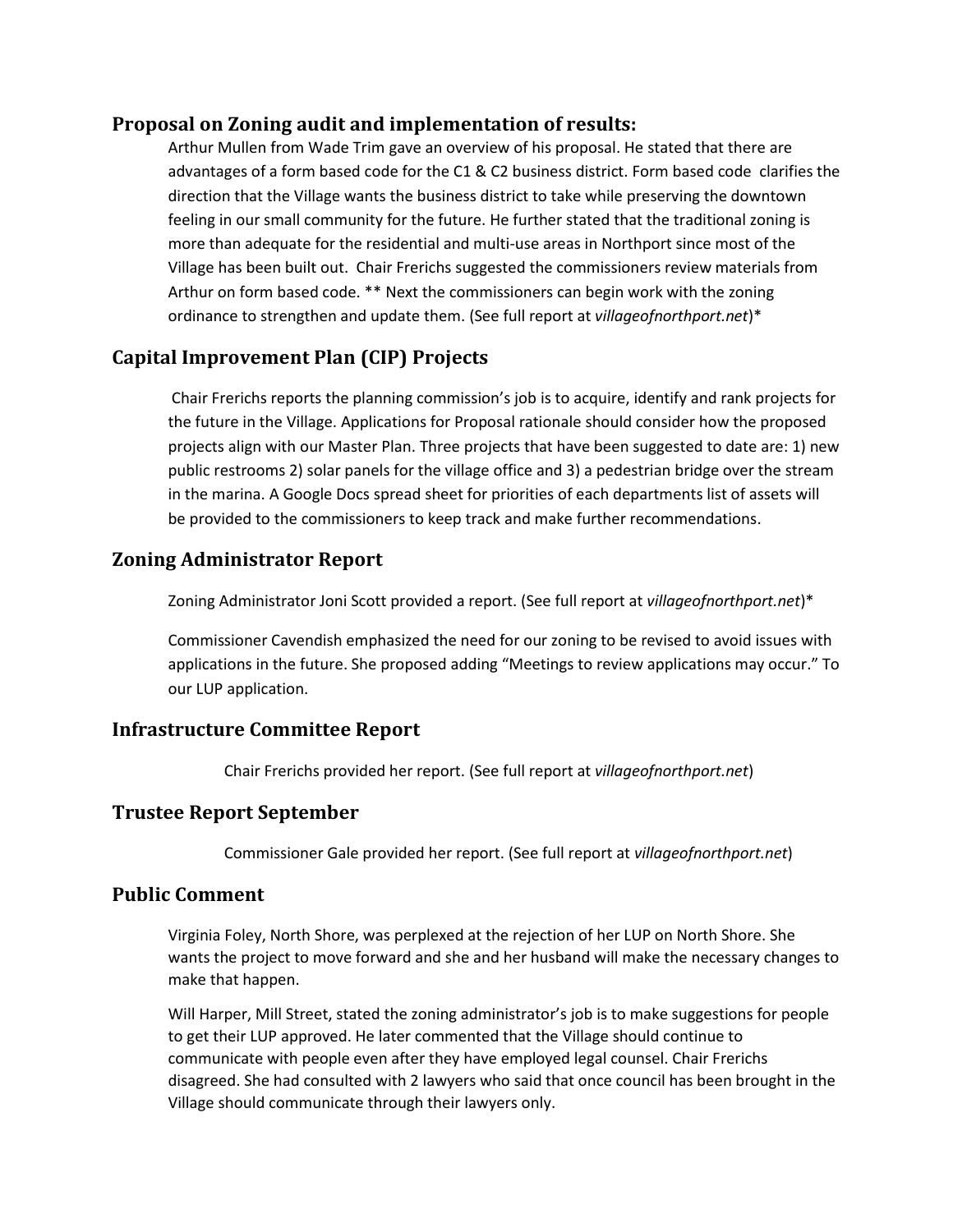## Proposal on Zoning audit and implementation of results:

Arthur Mullen from Wade Trim gave an overview of his proposal. He stated that there are advantages of a form based code for the C1 & C2 business district. Form based code clarifies the direction that the Village wants the business district to take while preserving the downtown feeling in our small community for the future. He further stated that the traditional zoning is more than adequate for the residential and multi-use areas in Northport since most of the Village has been built out. Chair Frerichs suggested the commissioners review materials from Arthur on form based code. ** Next the commissioners can begin work with the zoning ordinance to strengthen and update them. (See full report at *villageofnorthport.net*)*

## Capital Improvement Plan (CIP) Projects

Chair Frerichs reports the planning commission's job is to acquire, identify and rank projects for the future in the Village. Applications for Proposal rationale should consider how the proposed projects align with our Master Plan. Three projects that have been suggested to date are: 1) new public restrooms 2) solar panels for the village office and 3) a pedestrian bridge over the stream in the marina. A Google Docs spread sheet for priorities of each departments list of assets will be provided to the commissioners to keep track and make further recommendations.

## Zoning Administrator Report

Zoning Administrator Joni Scott provided a report. (See full report at *villageofnorthport.net*)*

Commissioner Cavendish emphasized the need for our zoning to be revised to avoid issues with applications in the future. She proposed adding "Meetings to review applications may occur." To our LUP application.

## Infrastructure Committee Report

Chair Frerichs provided her report. (See full report at *villageofnorthport.net*)

## Trustee Report September

Commissioner Gale provided her report. (See full report at *villageofnorthport.net*)

## Public Comment

Virginia Foley, North Shore, was perplexed at the rejection of her LUP on North Shore. She wants the project to move forward and she and her husband will make the necessary changes to make that happen.

Will Harper, Mill Street, stated the zoning administrator's job is to make suggestions for people to get their LUP approved. He later commented that the Village should continue to communicate with people even after they have employed legal counsel. Chair Frerichs disagreed. She had consulted with 2 lawyers who said that once council has been brought in the Village should communicate through their lawyers only.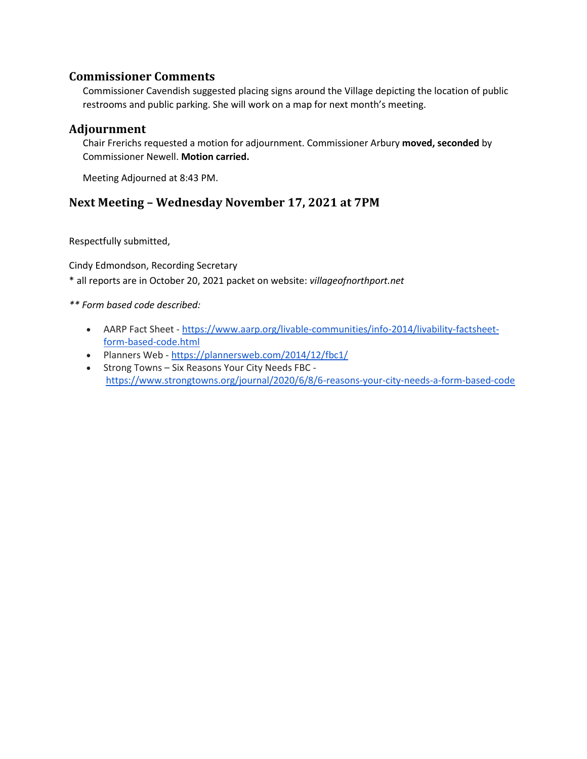## Commissioner Comments

Commissioner Cavendish suggested placing signs around the Village depicting the location of public restrooms and public parking. She will work on a map for next month's meeting.

## Adjournment

Chair Frerichs requested a motion for adjournment. Commissioner Arbury **moved, seconded** by Commissioner Newell. **Motion carried.**

Meeting Adjourned at 8:43 PM.

## Next Meeting – Wednesday November 17, 2021 at 7PM

Respectfully submitted,

Cindy Edmondson, Recording Secretary

* all reports are in October 20, 2021 packet on website: *villageofnorthport.net*

*** Form based code described:*

- AARP Fact Sheet - https://www.aarp.org/livable-communities/info-2014/livability-factsheet-form-based-code.html
- Planners Web - https://plannersweb.com/2014/12/fbc1/
- Strong Towns – Six Reasons Your City Needs FBC - https://www.strongtowns.org/journal/2020/6/8/6-reasons-your-city-needs-a-form-based-code